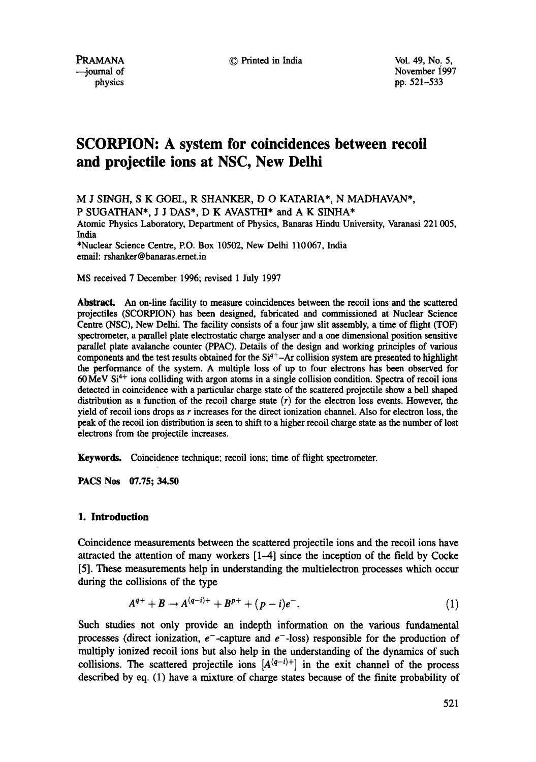# SCORPION: A system for coincidences between recoil and projectile ions at NSC, New Delhi

M J SINGH, S K GOEL, R SHANKER, D O KATARIA*, N MADHAVAN*, P SUGATHAN*, J J DAS*, D K AVASTHI* and A K SINHA*

Atomic Physics Laboratory, Department of Physics, Banaras Hindu University, Varanasi 221 005, India

*Nuclear Science Centre, P.O. Box 10502, New Delhi 110 067, India

email: rshanker@banaras.ernet.in

MS received 7 December 1996; revised 1 July 1997

**Abstract.** An on-line facility to measure coincidences between the recoil ions and the scattered projectiles (SCORPION) has been designed, fabricated and commissioned at Nuclear Science Centre (NSC), New Delhi. The facility consists of a four jaw slit assembly, a time of flight (TOF) spectrometer, a parallel plate electrostatic charge analyser and a one dimensional position sensitive parallel plate avalanche counter (PPAC). Details of the design and working principles of various components and the test results obtained for the $Si^{q+}$–Ar collision system are presented to highlight the performance of the system. A multiple loss of up to four electrons has been observed for 60 MeV $Si^{4+}$ ions colliding with argon atoms in a single collision condition. Spectra of recoil ions detected in coincidence with a particular charge state of the scattered projectile show a bell shaped distribution as a function of the recoil charge state ($r$) for the electron loss events. However, the yield of recoil ions drops as $r$ increases for the direct ionization channel. Also for electron loss, the peak of the recoil ion distribution is seen to shift to a higher recoil charge state as the number of lost electrons from the projectile increases.

**Keywords.** Coincidence technique; recoil ions; time of flight spectrometer.

**PACS Nos** 07.75; 34.50

## 1. Introduction

Coincidence measurements between the scattered projectile ions and the recoil ions have attracted the attention of many workers [1–4] since the inception of the field by Cocke [5]. These measurements help in understanding the multielectron processes which occur during the collisions of the type

$$A^{q+} + B \rightarrow A^{(q-i)+} + B^{p+} + (p-i)e^{-}. \tag{1}$$

Such studies not only provide an indepth information on the various fundamental processes (direct ionization, $e^-$-capture and $e^-$-loss) responsible for the production of multiply ionized recoil ions but also help in the understanding of the dynamics of such collisions. The scattered projectile ions $[A^{(q-i)+}]$ in the exit channel of the process described by eq. (1) have a mixture of charge states because of the finite probability of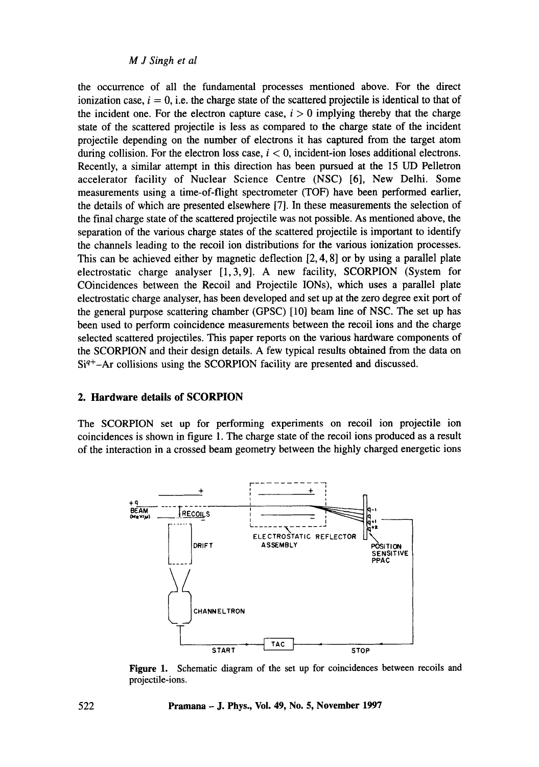the occurrence of all the fundamental processes mentioned above. For the direct ionization case, $i = 0$, i.e. the charge state of the scattered projectile is identical to that of the incident one. For the electron capture case, $i > 0$ implying thereby that the charge state of the scattered projectile is less as compared to the charge state of the incident projectile depending on the number of electrons it has captured from the target atom during collision. For the electron loss case, $i < 0$, incident-ion loses additional electrons. Recently, a similar attempt in this direction has been pursued at the 15 UD Pelletron accelerator facility of Nuclear Science Centre (NSC) [6], New Delhi. Some measurements using a time-of-flight spectrometer (TOF) have been performed earlier, the details of which are presented elsewhere [7]. In these measurements the selection of the final charge state of the scattered projectile was not possible. As mentioned above, the separation of the various charge states of the scattered projectile is important to identify the channels leading to the recoil ion distributions for the various ionization processes. This can be achieved either by magnetic deflection [2, 4, 8] or by using a parallel plate electrostatic charge analyser [1, 3, 9]. A new facility, SCORPION (System for COincidences between the Recoil and Projectile IONs), which uses a parallel plate electrostatic charge analyser, has been developed and set up at the zero degree exit port of the general purpose scattering chamber (GPSC) [10] beam line of NSC. The set up has been used to perform coincidence measurements between the recoil ions and the charge selected scattered projectiles. This paper reports on the various hardware components of the SCORPION and their design details. A few typical results obtained from the data on $Si^{q+}$–Ar collisions using the SCORPION facility are presented and discussed.

## 2. Hardware details of SCORPION

The SCORPION set up for performing experiments on recoil ion projectile ion coincidences is shown in figure 1. The charge state of the recoil ions produced as a result of the interaction in a crossed beam geometry between the highly charged energetic ions

**Figure 1.** Schematic diagram of the set up for coincidences between recoils and projectile-ions.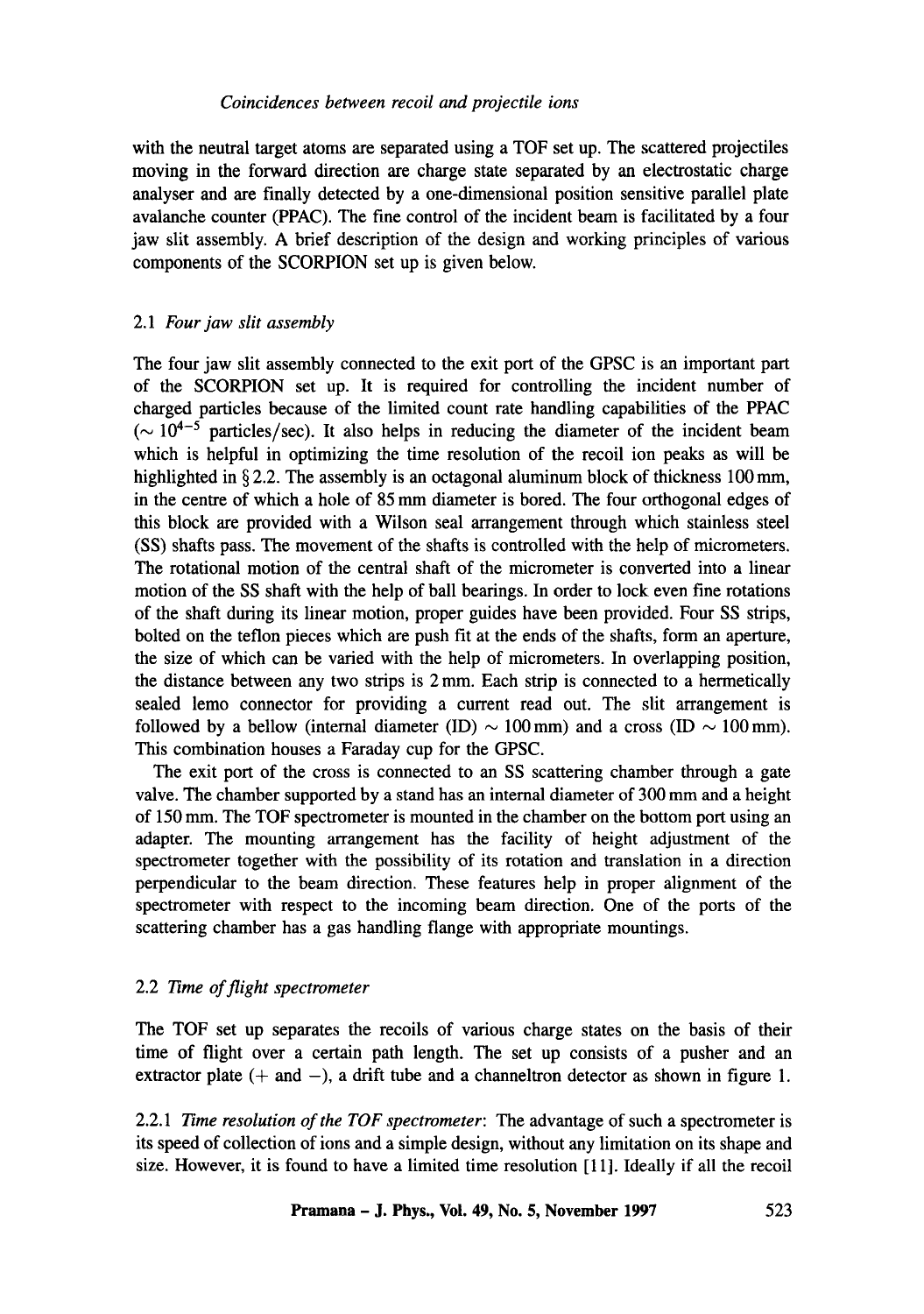with the neutral target atoms are separated using a TOF set up. The scattered projectiles moving in the forward direction are charge state separated by an electrostatic charge analyser and are finally detected by a one-dimensional position sensitive parallel plate avalanche counter (PPAC). The fine control of the incident beam is facilitated by a four jaw slit assembly. A brief description of the design and working principles of various components of the SCORPION set up is given below.

### 2.1 *Four jaw slit assembly*

The four jaw slit assembly connected to the exit port of the GPSC is an important part of the SCORPION set up. It is required for controlling the incident number of charged particles because of the limited count rate handling capabilities of the PPAC ($\sim 10^{4-5}$ particles/sec). It also helps in reducing the diameter of the incident beam which is helpful in optimizing the time resolution of the recoil ion peaks as will be highlighted in § 2.2. The assembly is an octagonal aluminum block of thickness 100 mm, in the centre of which a hole of 85 mm diameter is bored. The four orthogonal edges of this block are provided with a Wilson seal arrangement through which stainless steel (SS) shafts pass. The movement of the shafts is controlled with the help of micrometers. The rotational motion of the central shaft of the micrometer is converted into a linear motion of the SS shaft with the help of ball bearings. In order to lock even fine rotations of the shaft during its linear motion, proper guides have been provided. Four SS strips, bolted on the teflon pieces which are push fit at the ends of the shafts, form an aperture, the size of which can be varied with the help of micrometers. In overlapping position, the distance between any two strips is 2 mm. Each strip is connected to a hermetically sealed lemo connector for providing a current read out. The slit arrangement is followed by a bellow (internal diameter (ID) $\sim$ 100 mm) and a cross (ID $\sim$ 100 mm). This combination houses a Faraday cup for the GPSC.

The exit port of the cross is connected to an SS scattering chamber through a gate valve. The chamber supported by a stand has an internal diameter of 300 mm and a height of 150 mm. The TOF spectrometer is mounted in the chamber on the bottom port using an adapter. The mounting arrangement has the facility of height adjustment of the spectrometer together with the possibility of its rotation and translation in a direction perpendicular to the beam direction. These features help in proper alignment of the spectrometer with respect to the incoming beam direction. One of the ports of the scattering chamber has a gas handling flange with appropriate mountings.

### 2.2 *Time of flight spectrometer*

The TOF set up separates the recoils of various charge states on the basis of their time of flight over a certain path length. The set up consists of a pusher and an extractor plate (+ and −), a drift tube and a channeltron detector as shown in figure 1.

2.2.1 *Time resolution of the TOF spectrometer*: The advantage of such a spectrometer is its speed of collection of ions and a simple design, without any limitation on its shape and size. However, it is found to have a limited time resolution [11]. Ideally if all the recoil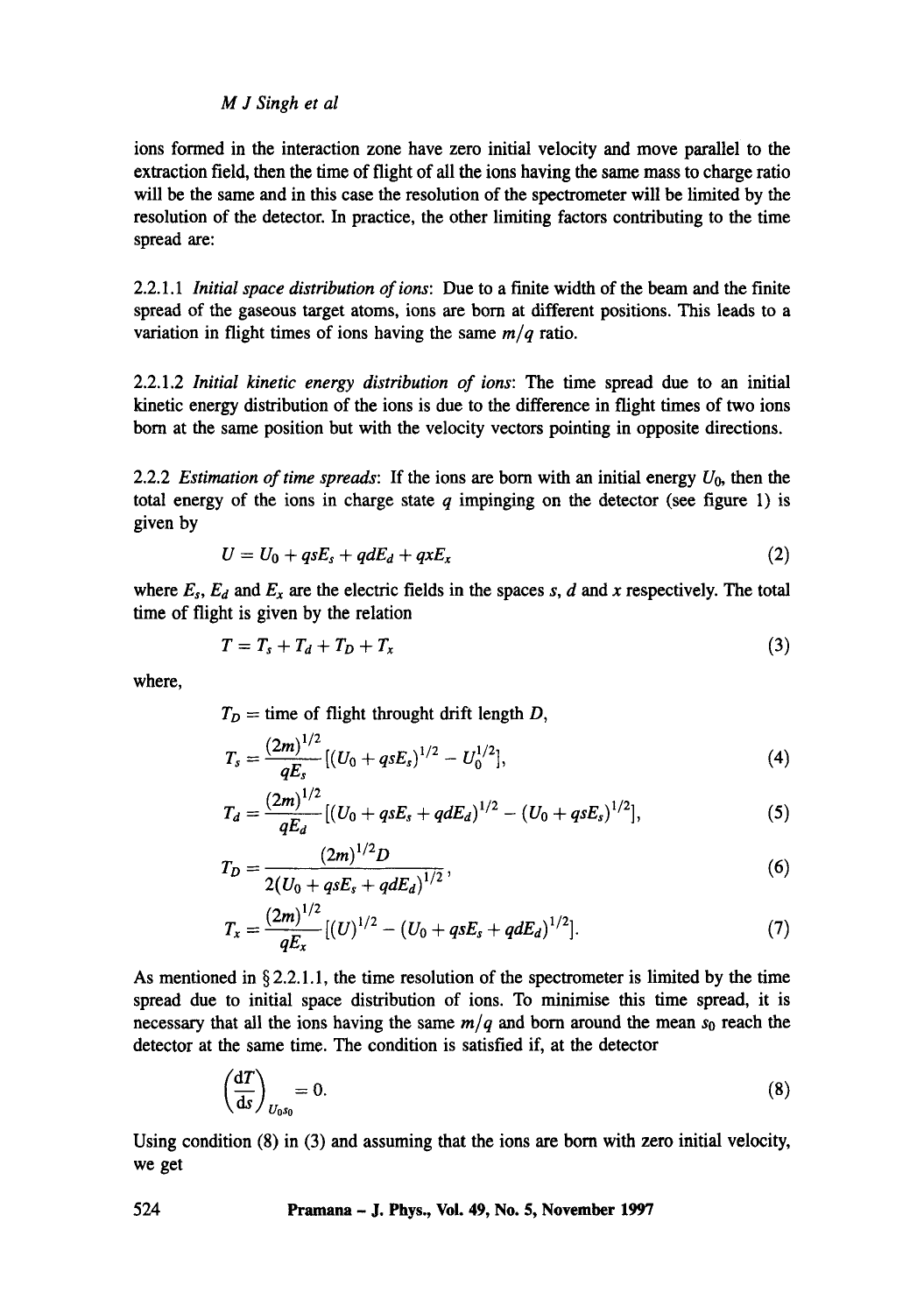ions formed in the interaction zone have zero initial velocity and move parallel to the extraction field, then the time of flight of all the ions having the same mass to charge ratio will be the same and in this case the resolution of the spectrometer will be limited by the resolution of the detector. In practice, the other limiting factors contributing to the time spread are:

2.2.1.1 *Initial space distribution of ions*: Due to a finite width of the beam and the finite spread of the gaseous target atoms, ions are born at different positions. This leads to a variation in flight times of ions having the same $m/q$ ratio.

2.2.1.2 *Initial kinetic energy distribution of ions*: The time spread due to an initial kinetic energy distribution of the ions is due to the difference in flight times of two ions born at the same position but with the velocity vectors pointing in opposite directions.

2.2.2 *Estimation of time spreads*: If the ions are born with an initial energy $U_0$, then the total energy of the ions in charge state $q$ impinging on the detector (see figure 1) is given by

$$U = U_0 + qsE_s + qdE_d + qxE_x \tag{2}$$

where $E_s$, $E_d$ and $E_x$ are the electric fields in the spaces $s$, $d$ and $x$ respectively. The total time of flight is given by the relation

$$T = T_s + T_d + T_D + T_x \tag{3}$$

where,

$T_D$ = time of flight throught drift length $D$,

$$T_s = \frac{(2m)^{1/2}}{qE_s}[(U_0 + qsE_s)^{1/2} - U_0^{1/2}], \tag{4}$$

$$T_d = \frac{(2m)^{1/2}}{qE_d}[(U_0 + qsE_s + qdE_d)^{1/2} - (U_0 + qsE_s)^{1/2}], \tag{5}$$

$$T_D = \frac{(2m)^{1/2}D}{2(U_0 + qsE_s + qdE_d)^{1/2}}, \tag{6}$$

$$T_x = \frac{(2m)^{1/2}}{qE_x}[(U)^{1/2} - (U_0 + qsE_s + qdE_d)^{1/2}]. \tag{7}$$

As mentioned in § 2.2.1.1, the time resolution of the spectrometer is limited by the time spread due to initial space distribution of ions. To minimise this time spread, it is necessary that all the ions having the same $m/q$ and born around the mean $s_0$ reach the detector at the same time. The condition is satisfied if, at the detector

$$\left(\frac{dT}{ds}\right)_{U_0 s_0} = 0. \tag{8}$$

Using condition (8) in (3) and assuming that the ions are born with zero initial velocity, we get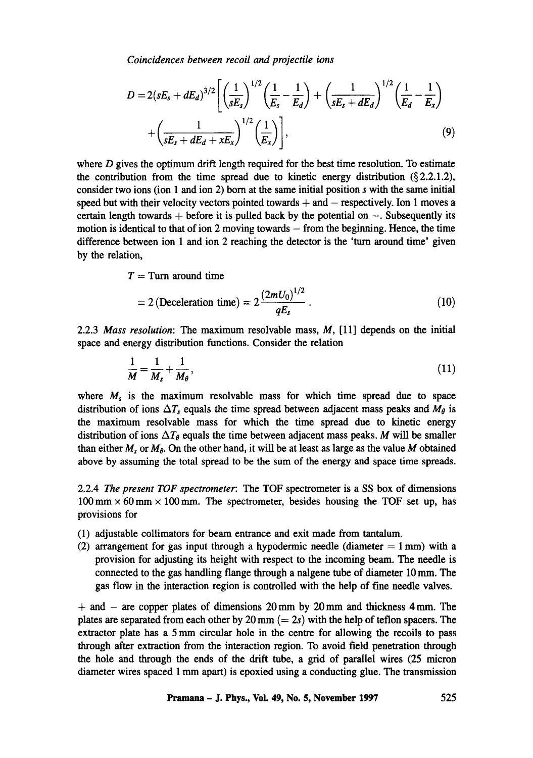$$D = 2(sE_s + dE_d)^{3/2}\left[\left(\frac{1}{sE_s}\right)^{1/2}\left(\frac{1}{E_s} - \frac{1}{E_d}\right) + \left(\frac{1}{sE_s + dE_d}\right)^{1/2}\left(\frac{1}{E_d} - \frac{1}{E_x}\right) + \left(\frac{1}{sE_s + dE_d + xE_x}\right)^{1/2}\left(\frac{1}{E_x}\right)\right], \tag{9}$$

where $D$ gives the optimum drift length required for the best time resolution. To estimate the contribution from the time spread due to kinetic energy distribution (§ 2.2.1.2), consider two ions (ion 1 and ion 2) born at the same initial position $s$ with the same initial speed but with their velocity vectors pointed towards + and − respectively. Ion 1 moves a certain length towards + before it is pulled back by the potential on −. Subsequently its motion is identical to that of ion 2 moving towards − from the beginning. Hence, the time difference between ion 1 and ion 2 reaching the detector is the 'turn around time' given by the relation,

$$T = \text{Turn around time}$$

$$= 2\,(\text{Deceleration time}) = 2\frac{(2mU_0)^{1/2}}{qE_s}. \tag{10}$$

2.2.3 *Mass resolution*: The maximum resolvable mass, $M$, [11] depends on the initial space and energy distribution functions. Consider the relation

$$\frac{1}{M} = \frac{1}{M_s} + \frac{1}{M_\theta}, \tag{11}$$

where $M_s$ is the maximum resolvable mass for which time spread due to space distribution of ions $\Delta T_s$ equals the time spread between adjacent mass peaks and $M_\theta$ is the maximum resolvable mass for which the time spread due to kinetic energy distribution of ions $\Delta T_\theta$ equals the time between adjacent mass peaks. $M$ will be smaller than either $M_s$ or $M_\theta$. On the other hand, it will be at least as large as the value $M$ obtained above by assuming the total spread to be the sum of the energy and space time spreads.

2.2.4 *The present TOF spectrometer*: The TOF spectrometer is a SS box of dimensions 100 mm × 60 mm × 100 mm. The spectrometer, besides housing the TOF set up, has provisions for

(1) adjustable collimators for beam entrance and exit made from tantalum.
(2) arrangement for gas input through a hypodermic needle (diameter = 1 mm) with a provision for adjusting its height with respect to the incoming beam. The needle is connected to the gas handling flange through a nalgene tube of diameter 10 mm. The gas flow in the interaction region is controlled with the help of fine needle valves.

+ and − are copper plates of dimensions 20 mm by 20 mm and thickness 4 mm. The plates are separated from each other by 20 mm (= 2s) with the help of teflon spacers. The extractor plate has a 5 mm circular hole in the centre for allowing the recoils to pass through after extraction from the interaction region. To avoid field penetration through the hole and through the ends of the drift tube, a grid of parallel wires (25 micron diameter wires spaced 1 mm apart) is epoxied using a conducting glue. The transmission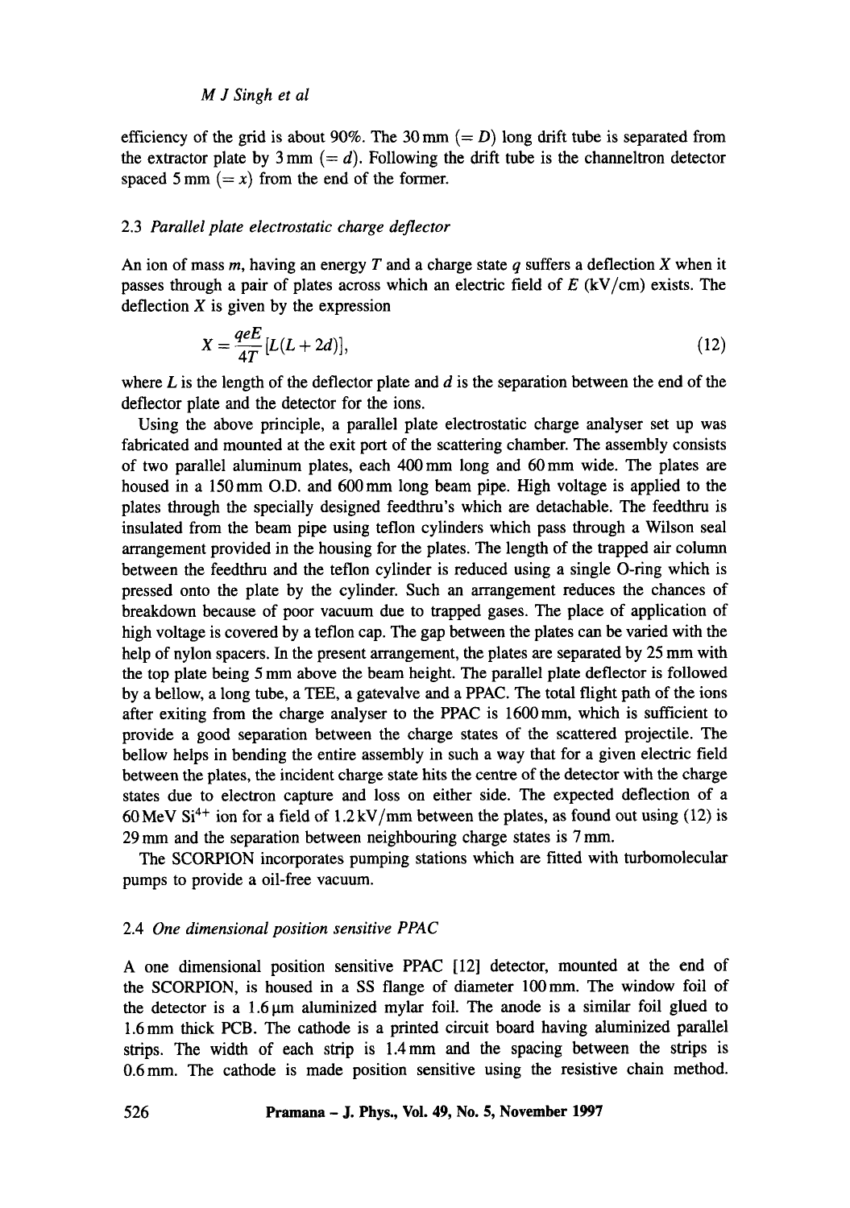efficiency of the grid is about 90%. The 30 mm ($= D$) long drift tube is separated from the extractor plate by 3 mm ($= d$). Following the drift tube is the channeltron detector spaced 5 mm ($= x$) from the end of the former.

### 2.3 *Parallel plate electrostatic charge deflector*

An ion of mass $m$, having an energy $T$ and a charge state $q$ suffers a deflection $X$ when it passes through a pair of plates across which an electric field of $E$ (kV/cm) exists. The deflection $X$ is given by the expression

$$X = \frac{qeE}{4T}[L(L + 2d)], \tag{12}$$

where $L$ is the length of the deflector plate and $d$ is the separation between the end of the deflector plate and the detector for the ions.

Using the above principle, a parallel plate electrostatic charge analyser set up was fabricated and mounted at the exit port of the scattering chamber. The assembly consists of two parallel aluminum plates, each 400 mm long and 60 mm wide. The plates are housed in a 150 mm O.D. and 600 mm long beam pipe. High voltage is applied to the plates through the specially designed feedthru's which are detachable. The feedthru is insulated from the beam pipe using teflon cylinders which pass through a Wilson seal arrangement provided in the housing for the plates. The length of the trapped air column between the feedthru and the teflon cylinder is reduced using a single O-ring which is pressed onto the plate by the cylinder. Such an arrangement reduces the chances of breakdown because of poor vacuum due to trapped gases. The place of application of high voltage is covered by a teflon cap. The gap between the plates can be varied with the help of nylon spacers. In the present arrangement, the plates are separated by 25 mm with the top plate being 5 mm above the beam height. The parallel plate deflector is followed by a bellow, a long tube, a TEE, a gatevalve and a PPAC. The total flight path of the ions after exiting from the charge analyser to the PPAC is 1600 mm, which is sufficient to provide a good separation between the charge states of the scattered projectile. The bellow helps in bending the entire assembly in such a way that for a given electric field between the plates, the incident charge state hits the centre of the detector with the charge states due to electron capture and loss on either side. The expected deflection of a 60 MeV $Si^{4+}$ ion for a field of 1.2 kV/mm between the plates, as found out using (12) is 29 mm and the separation between neighbouring charge states is 7 mm.

The SCORPION incorporates pumping stations which are fitted with turbomolecular pumps to provide a oil-free vacuum.

### 2.4 *One dimensional position sensitive PPAC*

A one dimensional position sensitive PPAC [12] detector, mounted at the end of the SCORPION, is housed in a SS flange of diameter 100 mm. The window foil of the detector is a 1.6 μm aluminized mylar foil. The anode is a similar foil glued to 1.6 mm thick PCB. The cathode is a printed circuit board having aluminized parallel strips. The width of each strip is 1.4 mm and the spacing between the strips is 0.6 mm. The cathode is made position sensitive using the resistive chain method.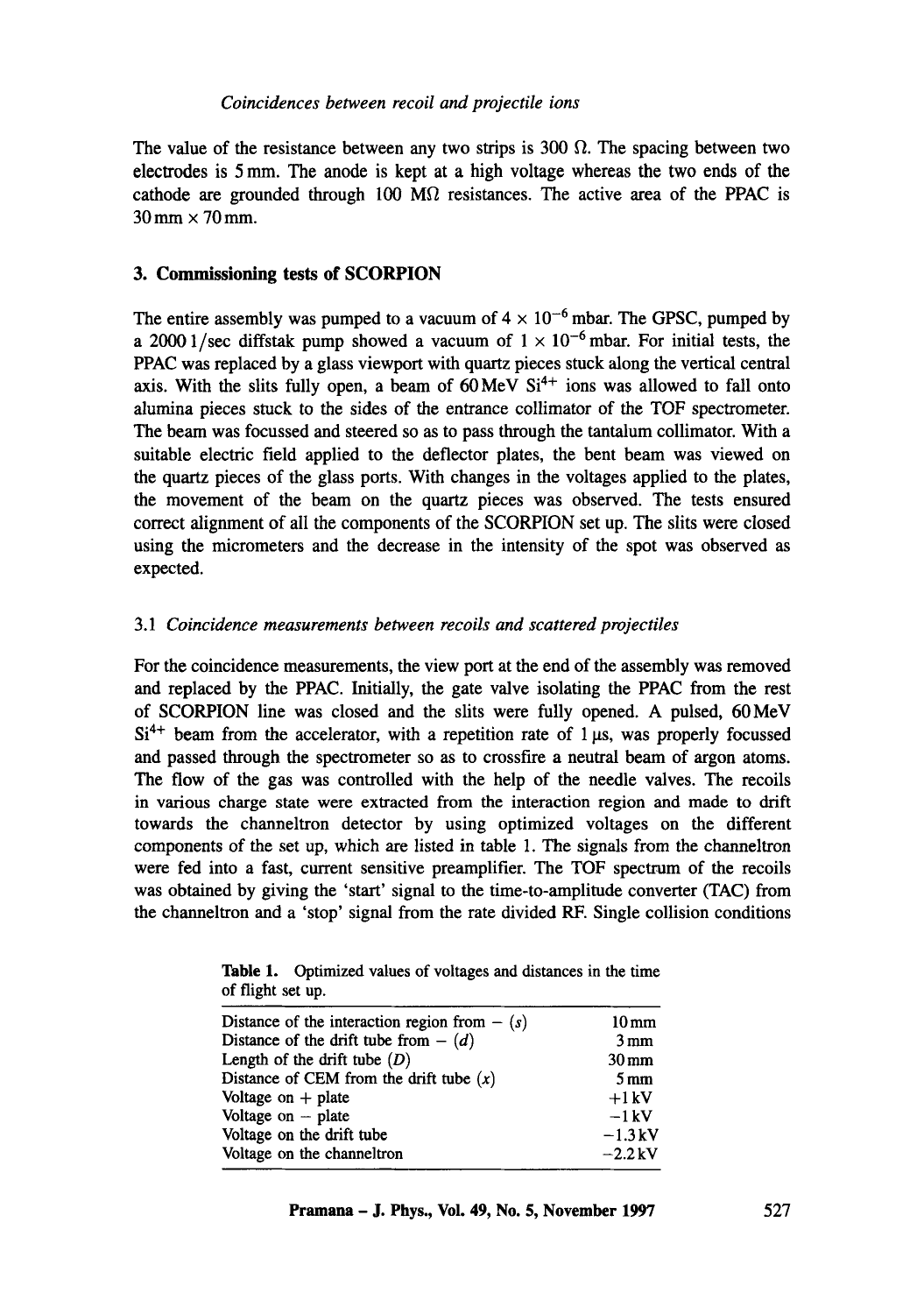The value of the resistance between any two strips is 300 Ω. The spacing between two electrodes is 5 mm. The anode is kept at a high voltage whereas the two ends of the cathode are grounded through 100 MΩ resistances. The active area of the PPAC is 30 mm × 70 mm.

## 3. Commissioning tests of SCORPION

The entire assembly was pumped to a vacuum of $4 \times 10^{-6}$ mbar. The GPSC, pumped by a 2000 l/sec diffstak pump showed a vacuum of $1 \times 10^{-6}$ mbar. For initial tests, the PPAC was replaced by a glass viewport with quartz pieces stuck along the vertical central axis. With the slits fully open, a beam of 60 MeV $Si^{4+}$ ions was allowed to fall onto alumina pieces stuck to the sides of the entrance collimator of the TOF spectrometer. The beam was focussed and steered so as to pass through the tantalum collimator. With a suitable electric field applied to the deflector plates, the bent beam was viewed on the quartz pieces of the glass ports. With changes in the voltages applied to the plates, the movement of the beam on the quartz pieces was observed. The tests ensured correct alignment of all the components of the SCORPION set up. The slits were closed using the micrometers and the decrease in the intensity of the spot was observed as expected.

### 3.1 *Coincidence measurements between recoils and scattered projectiles*

For the coincidence measurements, the view port at the end of the assembly was removed and replaced by the PPAC. Initially, the gate valve isolating the PPAC from the rest of SCORPION line was closed and the slits were fully opened. A pulsed, 60 MeV $Si^{4+}$ beam from the accelerator, with a repetition rate of 1 μs, was properly focussed and passed through the spectrometer so as to crossfire a neutral beam of argon atoms. The flow of the gas was controlled with the help of the needle valves. The recoils in various charge state were extracted from the interaction region and made to drift towards the channeltron detector by using optimized voltages on the different components of the set up, which are listed in table 1. The signals from the channeltron were fed into a fast, current sensitive preamplifier. The TOF spectrum of the recoils was obtained by giving the 'start' signal to the time-to-amplitude converter (TAC) from the channeltron and a 'stop' signal from the rate divided RF. Single collision conditions

**Table 1.** Optimized values of voltages and distances in the time of flight set up.

| | |
|---|---|
| Distance of the interaction region from − ($s$) | 10 mm |
| Distance of the drift tube from − ($d$) | 3 mm |
| Length of the drift tube ($D$) | 30 mm |
| Distance of CEM from the drift tube ($x$) | 5 mm |
| Voltage on + plate | +1 kV |
| Voltage on − plate | −1 kV |
| Voltage on the drift tube | −1.3 kV |
| Voltage on the channeltron | −2.2 kV |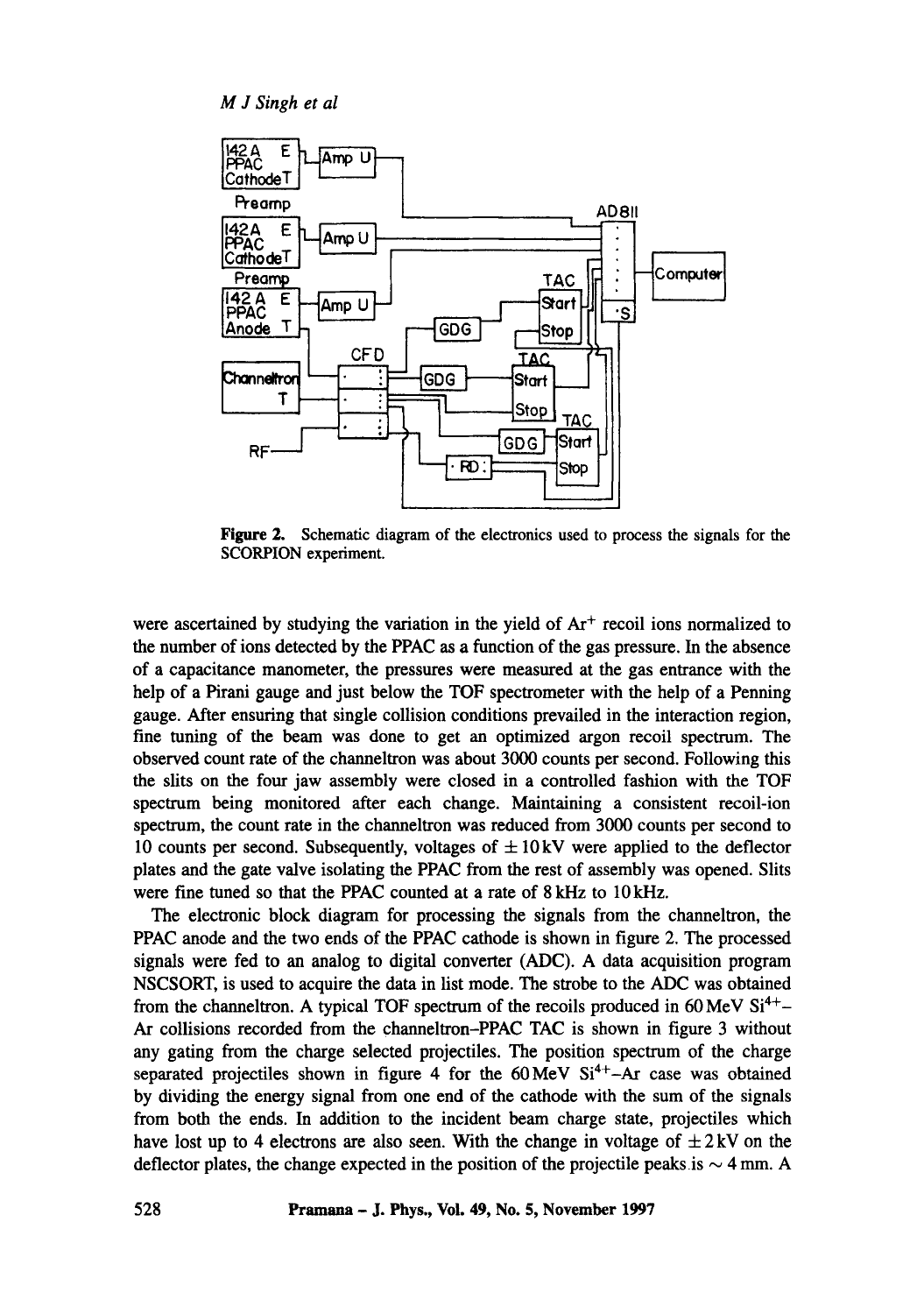**Figure 2.** Schematic diagram of the electronics used to process the signals for the SCORPION experiment.

were ascertained by studying the variation in the yield of $Ar^+$ recoil ions normalized to the number of ions detected by the PPAC as a function of the gas pressure. In the absence of a capacitance manometer, the pressures were measured at the gas entrance with the help of a Pirani gauge and just below the TOF spectrometer with the help of a Penning gauge. After ensuring that single collision conditions prevailed in the interaction region, fine tuning of the beam was done to get an optimized argon recoil spectrum. The observed count rate of the channeltron was about 3000 counts per second. Following this the slits on the four jaw assembly were closed in a controlled fashion with the TOF spectrum being monitored after each change. Maintaining a consistent recoil-ion spectrum, the count rate in the channeltron was reduced from 3000 counts per second to 10 counts per second. Subsequently, voltages of $\pm 10$ kV were applied to the deflector plates and the gate valve isolating the PPAC from the rest of assembly was opened. Slits were fine tuned so that the PPAC counted at a rate of 8 kHz to 10 kHz.

The electronic block diagram for processing the signals from the channeltron, the PPAC anode and the two ends of the PPAC cathode is shown in figure 2. The processed signals were fed to an analog to digital converter (ADC). A data acquisition program NSCSORT, is used to acquire the data in list mode. The strobe to the ADC was obtained from the channeltron. A typical TOF spectrum of the recoils produced in 60 MeV $Si^{4+}$–Ar collisions recorded from the channeltron–PPAC TAC is shown in figure 3 without any gating from the charge selected projectiles. The position spectrum of the charge separated projectiles shown in figure 4 for the 60 MeV $Si^{4+}$–Ar case was obtained by dividing the energy signal from one end of the cathode with the sum of the signals from both the ends. In addition to the incident beam charge state, projectiles which have lost up to 4 electrons are also seen. With the change in voltage of $\pm 2$ kV on the deflector plates, the change expected in the position of the projectile peaks is $\sim 4$ mm. A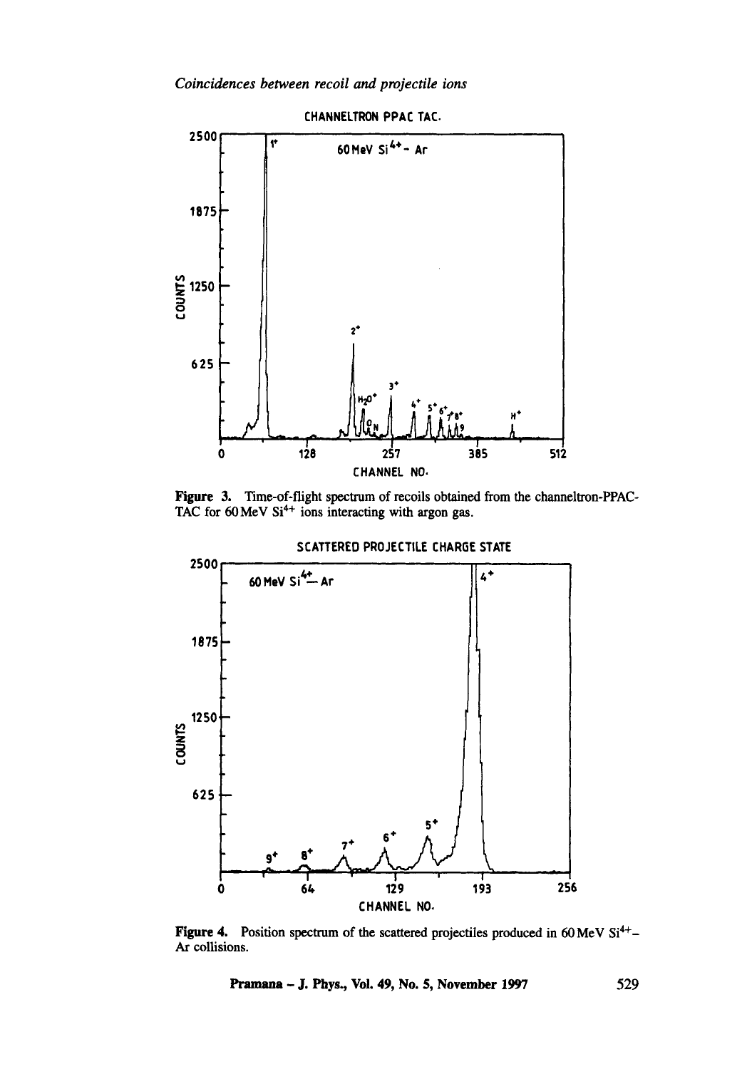Figure 3. Time-of-flight spectrum of recoils obtained from the channeltron-PPAC-TAC for 60 MeV $Si^{4+}$ ions interacting with argon gas.

Figure 4. Position spectrum of the scattered projectiles produced in 60 MeV $Si^{4+}$–Ar collisions.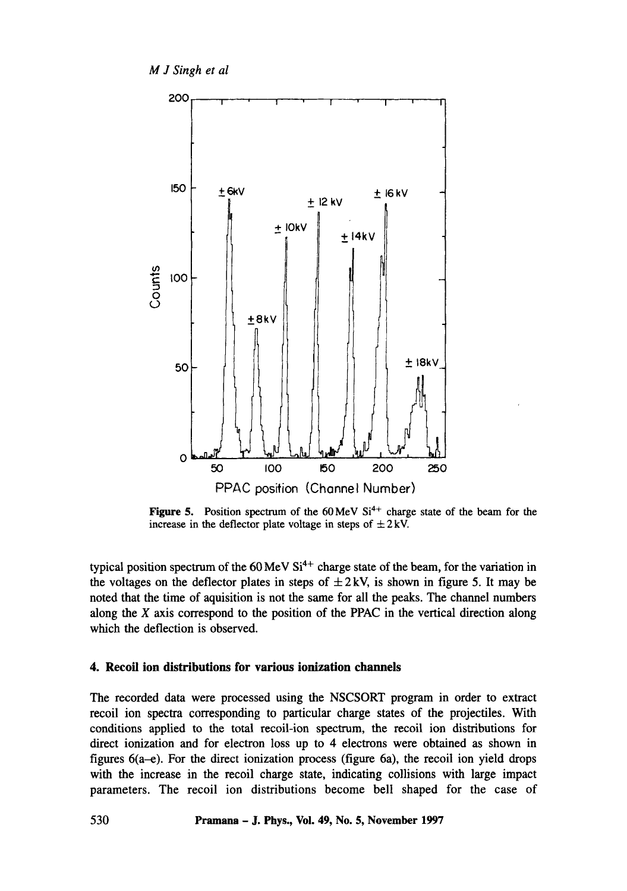**Figure 5.** Position spectrum of the 60 MeV $Si^{4+}$ charge state of the beam for the increase in the deflector plate voltage in steps of $\pm 2$ kV.

typical position spectrum of the 60 MeV $Si^{4+}$ charge state of the beam, for the variation in the voltages on the deflector plates in steps of $\pm 2$ kV, is shown in figure 5. It may be noted that the time of aquisition is not the same for all the peaks. The channel numbers along the $X$ axis correspond to the position of the PPAC in the vertical direction along which the deflection is observed.

## 4. Recoil ion distributions for various ionization channels

The recorded data were processed using the NSCSORT program in order to extract recoil ion spectra corresponding to particular charge states of the projectiles. With conditions applied to the total recoil-ion spectrum, the recoil ion distributions for direct ionization and for electron loss up to 4 electrons were obtained as shown in figures 6(a–e). For the direct ionization process (figure 6a), the recoil ion yield drops with the increase in the recoil charge state, indicating collisions with large impact parameters. The recoil ion distributions become bell shaped for the case of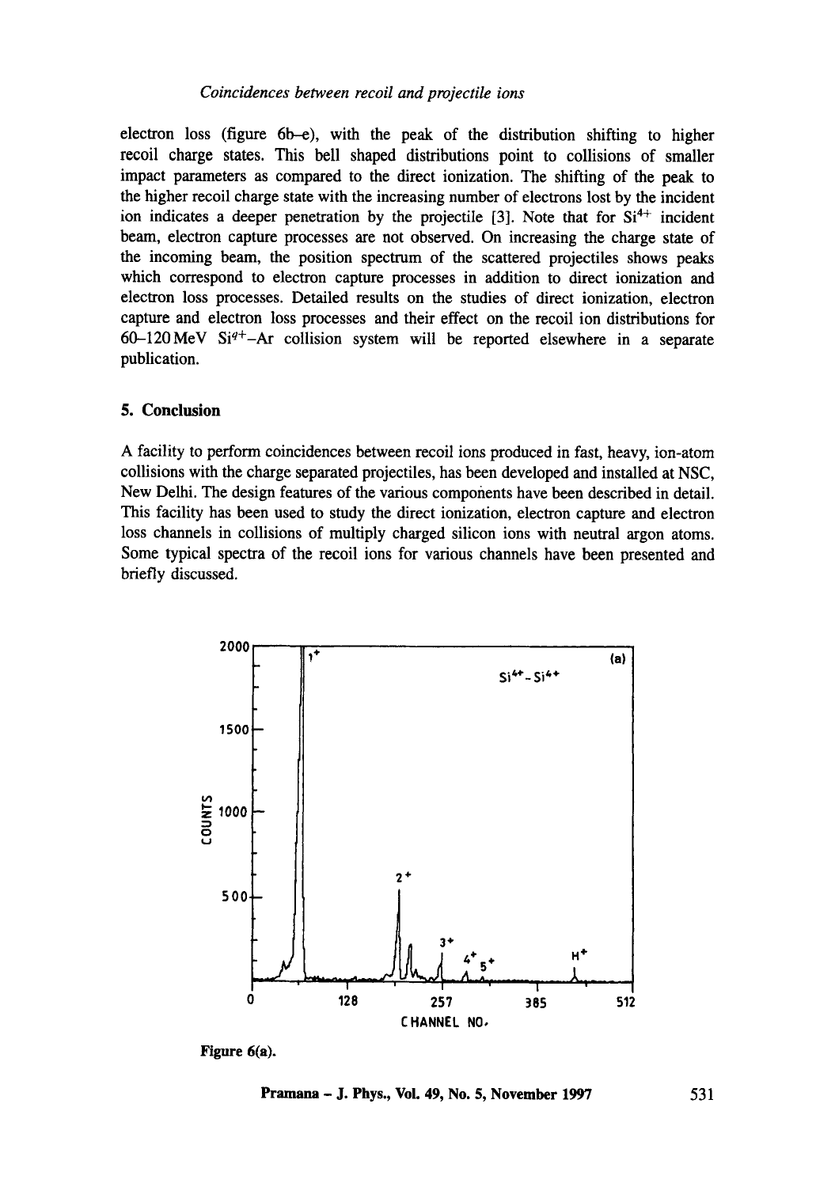electron loss (figure 6b–e), with the peak of the distribution shifting to higher recoil charge states. This bell shaped distributions point to collisions of smaller impact parameters as compared to the direct ionization. The shifting of the peak to the higher recoil charge state with the increasing number of electrons lost by the incident ion indicates a deeper penetration by the projectile [3]. Note that for $Si^{4+}$ incident beam, electron capture processes are not observed. On increasing the charge state of the incoming beam, the position spectrum of the scattered projectiles shows peaks which correspond to electron capture processes in addition to direct ionization and electron loss processes. Detailed results on the studies of direct ionization, electron capture and electron loss processes and their effect on the recoil ion distributions for 60–120 MeV $Si^{q+}$–Ar collision system will be reported elsewhere in a separate publication.

## 5. Conclusion

A facility to perform coincidences between recoil ions produced in fast, heavy, ion-atom collisions with the charge separated projectiles, has been developed and installed at NSC, New Delhi. The design features of the various components have been described in detail. This facility has been used to study the direct ionization, electron capture and electron loss channels in collisions of multiply charged silicon ions with neutral argon atoms. Some typical spectra of the recoil ions for various channels have been presented and briefly discussed.

**Figure 6(a).**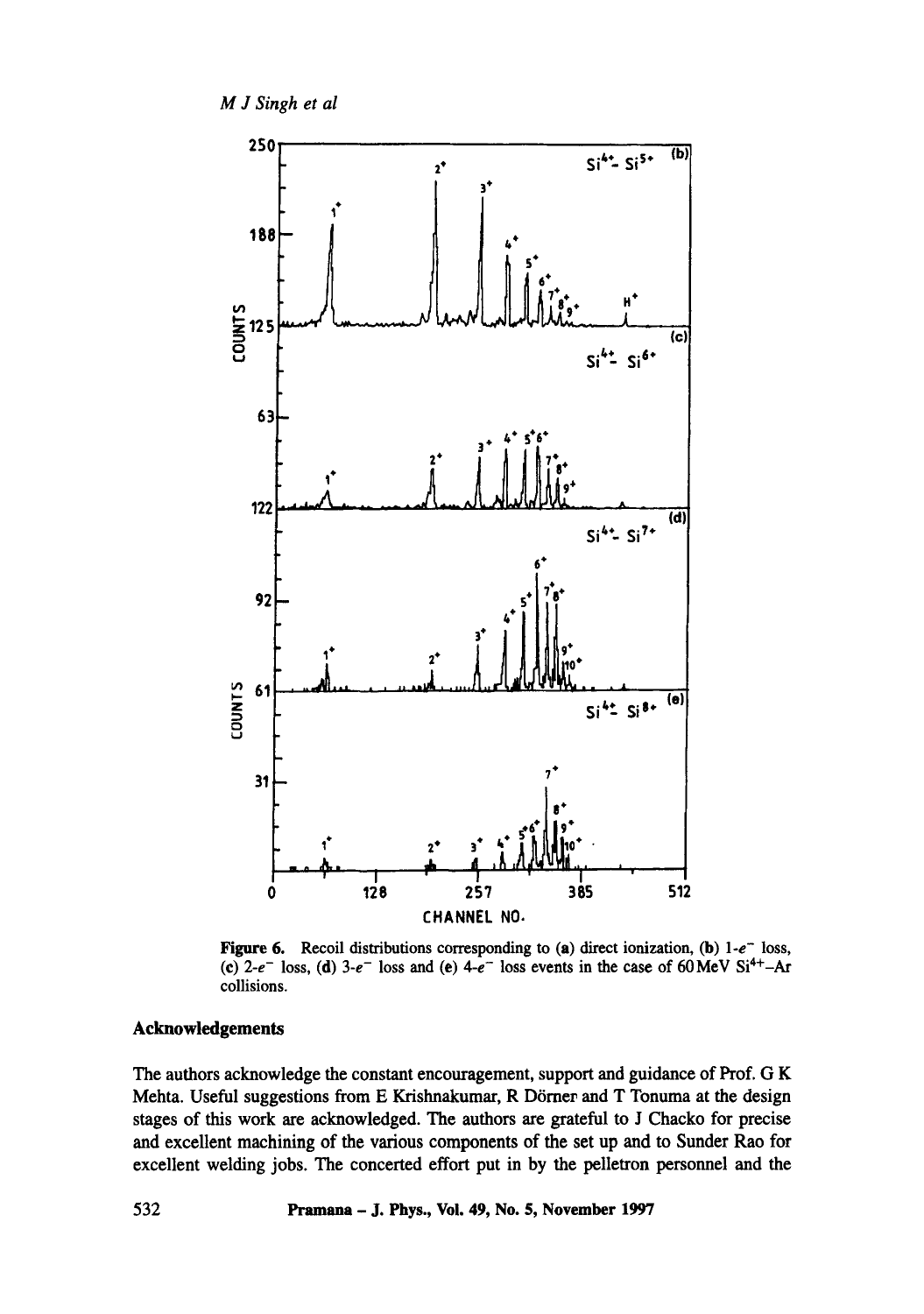**Figure 6.** Recoil distributions corresponding to (a) direct ionization, (b) 1-$e^-$ loss, (c) 2-$e^-$ loss, (d) 3-$e^-$ loss and (e) 4-$e^-$ loss events in the case of 60 MeV $Si^{4+}$–Ar collisions.

## Acknowledgements

The authors acknowledge the constant encouragement, support and guidance of Prof. G K Mehta. Useful suggestions from E Krishnakumar, R Dörner and T Tonuma at the design stages of this work are acknowledged. The authors are grateful to J Chacko for precise and excellent machining of the various components of the set up and to Sunder Rao for excellent welding jobs. The concerted effort put in by the pelletron personnel and the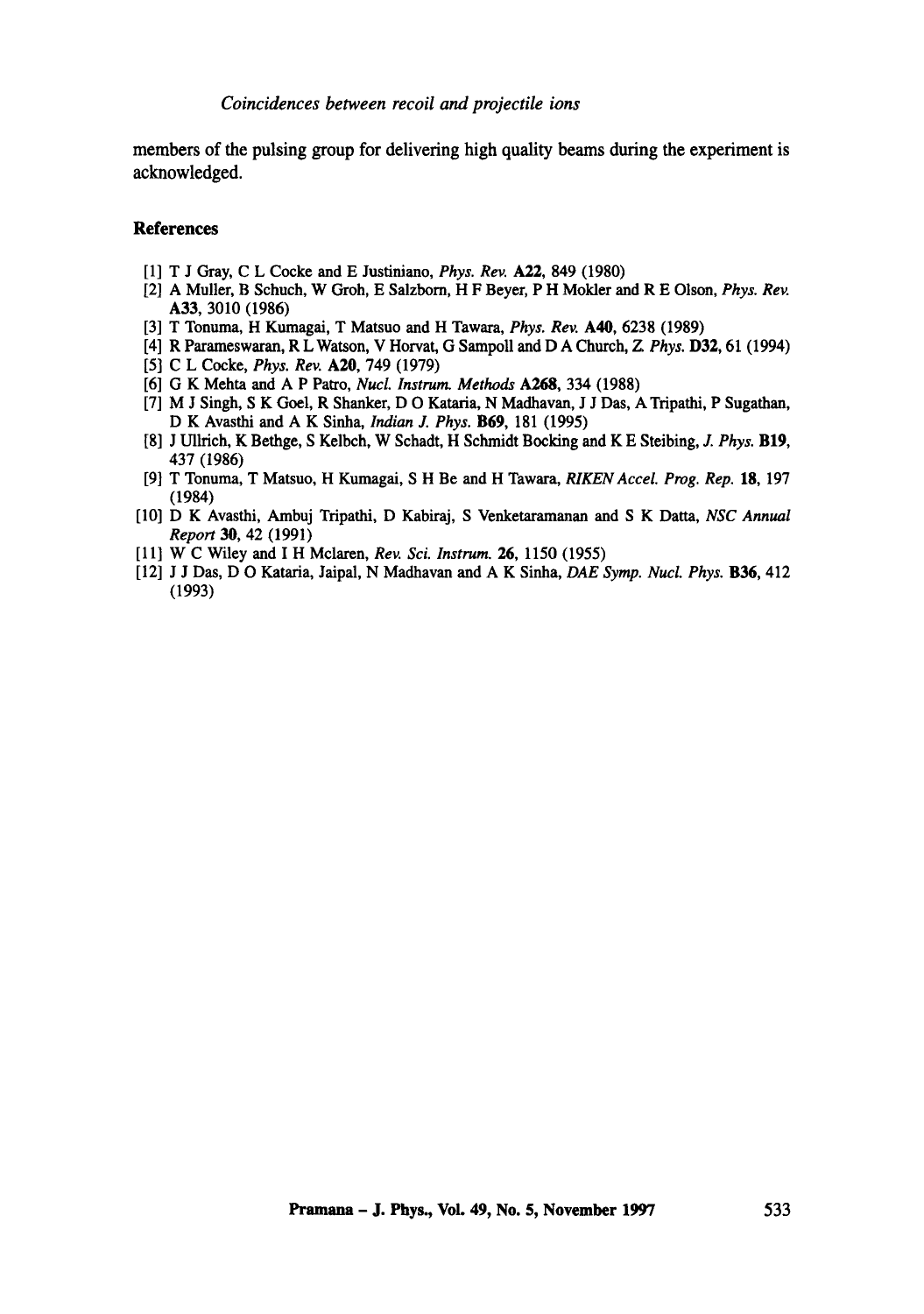members of the pulsing group for delivering high quality beams during the experiment is acknowledged.

## References

[1] T J Gray, C L Cocke and E Justiniano, *Phys. Rev.* **A22**, 849 (1980)

[2] A Muller, B Schuch, W Groh, E Salzborn, H F Beyer, P H Mokler and R E Olson, *Phys. Rev.* **A33**, 3010 (1986)

[3] T Tonuma, H Kumagai, T Matsuo and H Tawara, *Phys. Rev.* **A40**, 6238 (1989)

[4] R Parameswaran, R L Watson, V Horvat, G Sampoll and D A Church, *Z. Phys.* **D32**, 61 (1994)

[5] C L Cocke, *Phys. Rev.* **A20**, 749 (1979)

[6] G K Mehta and A P Patro, *Nucl. Instrum. Methods* **A268**, 334 (1988)

[7] M J Singh, S K Goel, R Shanker, D O Kataria, N Madhavan, J J Das, A Tripathi, P Sugathan, D K Avasthi and A K Sinha, *Indian J. Phys.* **B69**, 181 (1995)

[8] J Ullrich, K Bethge, S Kelbch, W Schadt, H Schmidt Bocking and K E Steibing, *J. Phys.* **B19**, 437 (1986)

[9] T Tonuma, T Matsuo, H Kumagai, S H Be and H Tawara, *RIKEN Accel. Prog. Rep.* **18**, 197 (1984)

[10] D K Avasthi, Ambuj Tripathi, D Kabiraj, S Venketaramanan and S K Datta, *NSC Annual Report* **30**, 42 (1991)

[11] W C Wiley and I H Mclaren, *Rev. Sci. Instrum.* **26**, 1150 (1955)

[12] J J Das, D O Kataria, Jaipal, N Madhavan and A K Sinha, *DAE Symp. Nucl. Phys.* **B36**, 412 (1993)